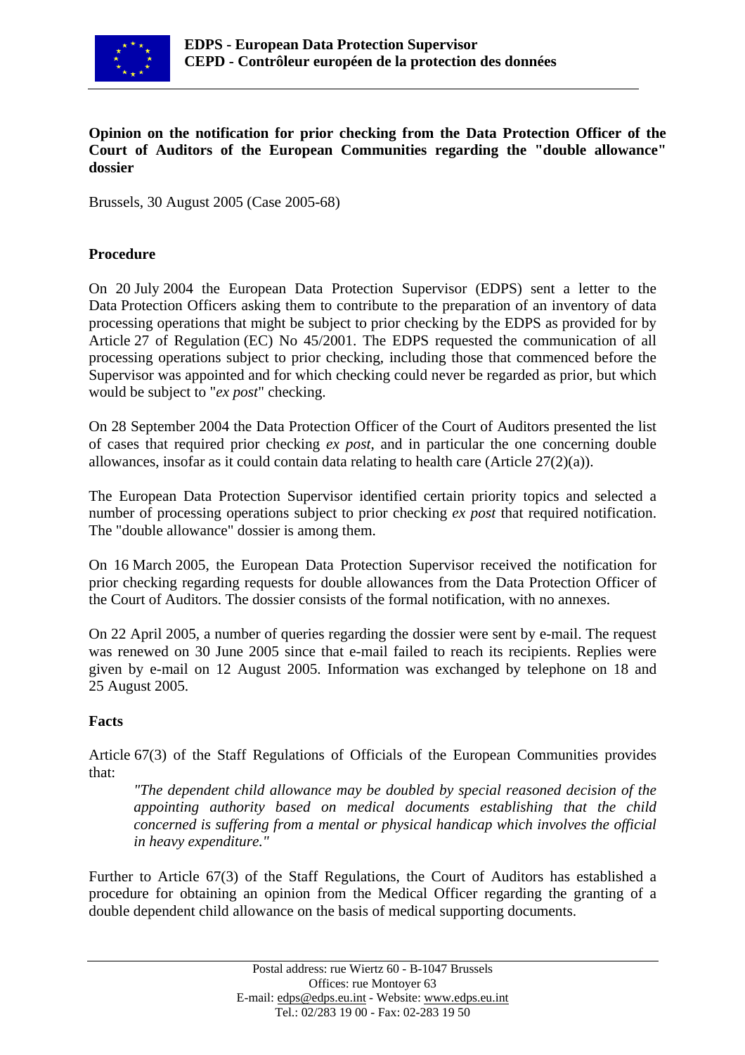**EDPS - European Data Protection Supervisor**
**CEPD - Contrôleur européen de la protection des données**

**Opinion on the notification for prior checking from the Data Protection Officer of the Court of Auditors of the European Communities regarding the "double allowance" dossier**

Brussels, 30 August 2005 (Case 2005-68)

## Procedure

On 20 July 2004 the European Data Protection Supervisor (EDPS) sent a letter to the Data Protection Officers asking them to contribute to the preparation of an inventory of data processing operations that might be subject to prior checking by the EDPS as provided for by Article 27 of Regulation (EC) No 45/2001. The EDPS requested the communication of all processing operations subject to prior checking, including those that commenced before the Supervisor was appointed and for which checking could never be regarded as prior, but which would be subject to "*ex post*" checking.

On 28 September 2004 the Data Protection Officer of the Court of Auditors presented the list of cases that required prior checking *ex post*, and in particular the one concerning double allowances, insofar as it could contain data relating to health care (Article 27(2)(a)).

The European Data Protection Supervisor identified certain priority topics and selected a number of processing operations subject to prior checking *ex post* that required notification. The "double allowance" dossier is among them.

On 16 March 2005, the European Data Protection Supervisor received the notification for prior checking regarding requests for double allowances from the Data Protection Officer of the Court of Auditors. The dossier consists of the formal notification, with no annexes.

On 22 April 2005, a number of queries regarding the dossier were sent by e-mail. The request was renewed on 30 June 2005 since that e-mail failed to reach its recipients. Replies were given by e-mail on 12 August 2005. Information was exchanged by telephone on 18 and 25 August 2005.

## Facts

Article 67(3) of the Staff Regulations of Officials of the European Communities provides that:

> *"The dependent child allowance may be doubled by special reasoned decision of the appointing authority based on medical documents establishing that the child concerned is suffering from a mental or physical handicap which involves the official in heavy expenditure."*

Further to Article 67(3) of the Staff Regulations, the Court of Auditors has established a procedure for obtaining an opinion from the Medical Officer regarding the granting of a double dependent child allowance on the basis of medical supporting documents.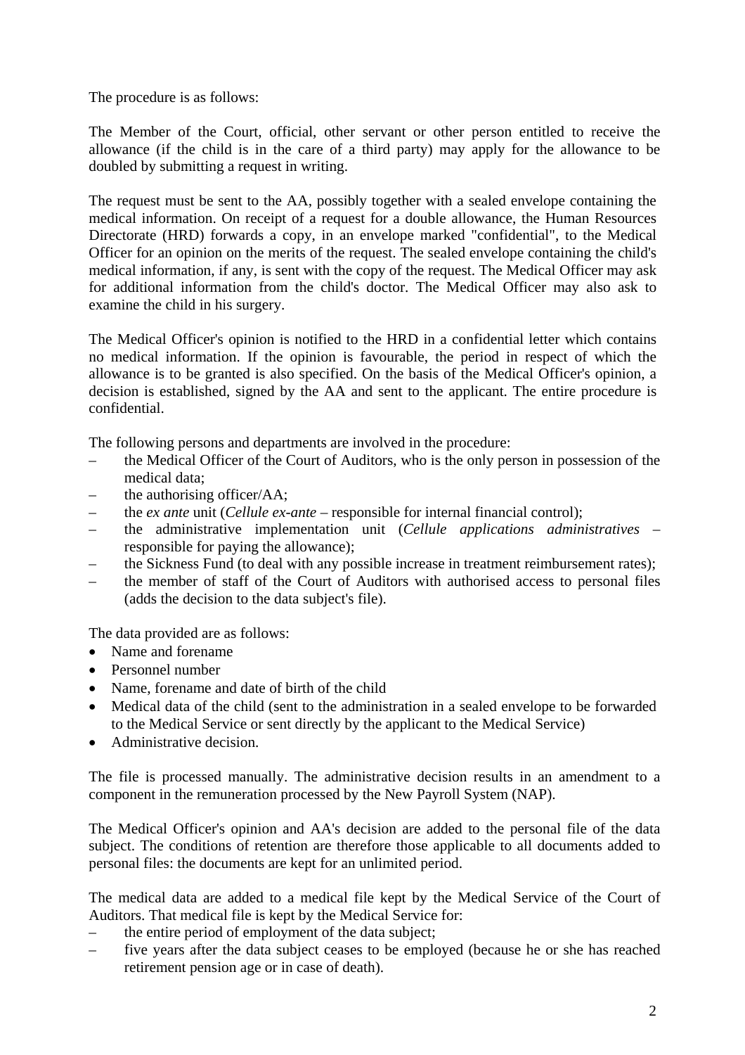The procedure is as follows:

The Member of the Court, official, other servant or other person entitled to receive the allowance (if the child is in the care of a third party) may apply for the allowance to be doubled by submitting a request in writing.

The request must be sent to the AA, possibly together with a sealed envelope containing the medical information. On receipt of a request for a double allowance, the Human Resources Directorate (HRD) forwards a copy, in an envelope marked "confidential", to the Medical Officer for an opinion on the merits of the request. The sealed envelope containing the child's medical information, if any, is sent with the copy of the request. The Medical Officer may ask for additional information from the child's doctor. The Medical Officer may also ask to examine the child in his surgery.

The Medical Officer's opinion is notified to the HRD in a confidential letter which contains no medical information. If the opinion is favourable, the period in respect of which the allowance is to be granted is also specified. On the basis of the Medical Officer's opinion, a decision is established, signed by the AA and sent to the applicant. The entire procedure is confidential.

The following persons and departments are involved in the procedure:

- the Medical Officer of the Court of Auditors, who is the only person in possession of the medical data;
- the authorising officer/AA;
- the *ex ante* unit (*Cellule ex-ante* – responsible for internal financial control);
- the administrative implementation unit (*Cellule applications administratives* – responsible for paying the allowance);
- the Sickness Fund (to deal with any possible increase in treatment reimbursement rates);
- the member of staff of the Court of Auditors with authorised access to personal files (adds the decision to the data subject's file).

The data provided are as follows:

- Name and forename
- Personnel number
- Name, forename and date of birth of the child
- Medical data of the child (sent to the administration in a sealed envelope to be forwarded to the Medical Service or sent directly by the applicant to the Medical Service)
- Administrative decision.

The file is processed manually. The administrative decision results in an amendment to a component in the remuneration processed by the New Payroll System (NAP).

The Medical Officer's opinion and AA's decision are added to the personal file of the data subject. The conditions of retention are therefore those applicable to all documents added to personal files: the documents are kept for an unlimited period.

The medical data are added to a medical file kept by the Medical Service of the Court of Auditors. That medical file is kept by the Medical Service for:

- the entire period of employment of the data subject;
- five years after the data subject ceases to be employed (because he or she has reached retirement pension age or in case of death).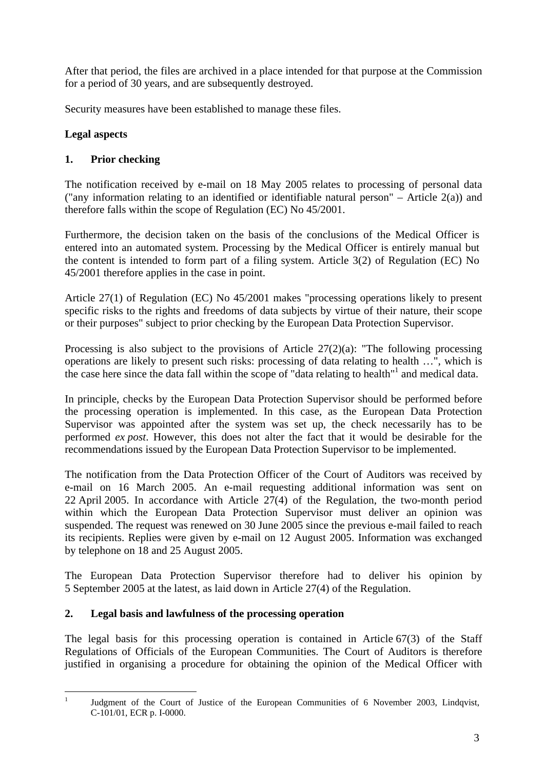After that period, the files are archived in a place intended for that purpose at the Commission for a period of 30 years, and are subsequently destroyed.

Security measures have been established to manage these files.

**Legal aspects**

## 1. Prior checking

The notification received by e-mail on 18 May 2005 relates to processing of personal data ("any information relating to an identified or identifiable natural person" – Article 2(a)) and therefore falls within the scope of Regulation (EC) No 45/2001.

Furthermore, the decision taken on the basis of the conclusions of the Medical Officer is entered into an automated system. Processing by the Medical Officer is entirely manual but the content is intended to form part of a filing system. Article 3(2) of Regulation (EC) No 45/2001 therefore applies in the case in point.

Article 27(1) of Regulation (EC) No 45/2001 makes "processing operations likely to present specific risks to the rights and freedoms of data subjects by virtue of their nature, their scope or their purposes" subject to prior checking by the European Data Protection Supervisor.

Processing is also subject to the provisions of Article 27(2)(a): "The following processing operations are likely to present such risks: processing of data relating to health …", which is the case here since the data fall within the scope of "data relating to health"[1] and medical data.

In principle, checks by the European Data Protection Supervisor should be performed before the processing operation is implemented. In this case, as the European Data Protection Supervisor was appointed after the system was set up, the check necessarily has to be performed *ex post*. However, this does not alter the fact that it would be desirable for the recommendations issued by the European Data Protection Supervisor to be implemented.

The notification from the Data Protection Officer of the Court of Auditors was received by e-mail on 16 March 2005. An e-mail requesting additional information was sent on 22 April 2005. In accordance with Article 27(4) of the Regulation, the two-month period within which the European Data Protection Supervisor must deliver an opinion was suspended. The request was renewed on 30 June 2005 since the previous e-mail failed to reach its recipients. Replies were given by e-mail on 12 August 2005. Information was exchanged by telephone on 18 and 25 August 2005.

The European Data Protection Supervisor therefore had to deliver his opinion by 5 September 2005 at the latest, as laid down in Article 27(4) of the Regulation.

## 2. Legal basis and lawfulness of the processing operation

The legal basis for this processing operation is contained in Article 67(3) of the Staff Regulations of Officials of the European Communities. The Court of Auditors is therefore justified in organising a procedure for obtaining the opinion of the Medical Officer with

---

[1] Judgment of the Court of Justice of the European Communities of 6 November 2003, Lindqvist, C-101/01, ECR p. I-0000.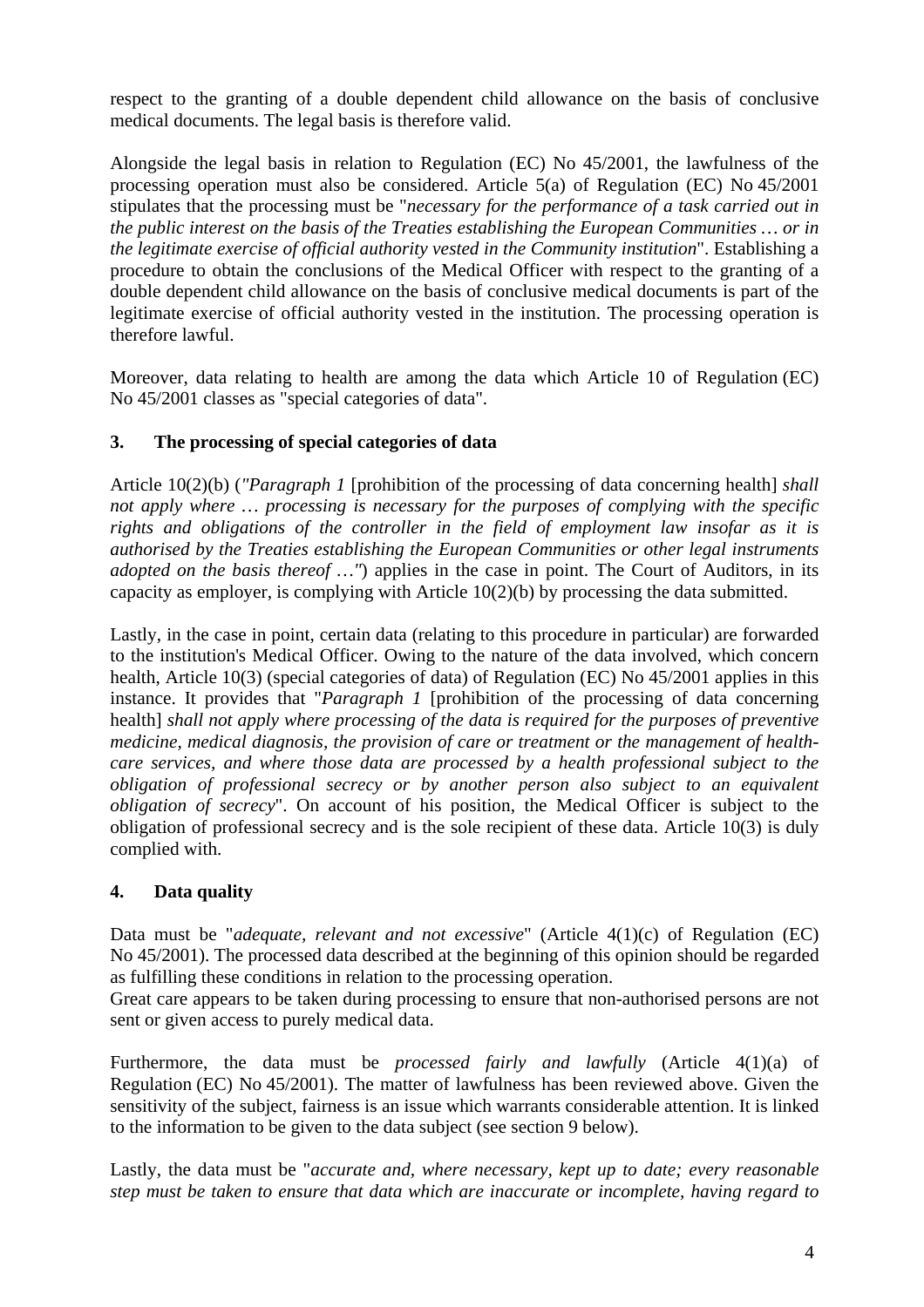respect to the granting of a double dependent child allowance on the basis of conclusive medical documents. The legal basis is therefore valid.

Alongside the legal basis in relation to Regulation (EC) No 45/2001, the lawfulness of the processing operation must also be considered. Article 5(a) of Regulation (EC) No 45/2001 stipulates that the processing must be "*necessary for the performance of a task carried out in the public interest on the basis of the Treaties establishing the European Communities … or in the legitimate exercise of official authority vested in the Community institution*". Establishing a procedure to obtain the conclusions of the Medical Officer with respect to the granting of a double dependent child allowance on the basis of conclusive medical documents is part of the legitimate exercise of official authority vested in the institution. The processing operation is therefore lawful.

Moreover, data relating to health are among the data which Article 10 of Regulation (EC) No 45/2001 classes as "special categories of data".

## 3. The processing of special categories of data

Article 10(2)(b) (*"Paragraph 1* [prohibition of the processing of data concerning health] *shall not apply where … processing is necessary for the purposes of complying with the specific rights and obligations of the controller in the field of employment law insofar as it is authorised by the Treaties establishing the European Communities or other legal instruments adopted on the basis thereof …"*) applies in the case in point. The Court of Auditors, in its capacity as employer, is complying with Article 10(2)(b) by processing the data submitted.

Lastly, in the case in point, certain data (relating to this procedure in particular) are forwarded to the institution's Medical Officer. Owing to the nature of the data involved, which concern health, Article 10(3) (special categories of data) of Regulation (EC) No 45/2001 applies in this instance. It provides that "*Paragraph 1* [prohibition of the processing of data concerning health] *shall not apply where processing of the data is required for the purposes of preventive medicine, medical diagnosis, the provision of care or treatment or the management of health-care services, and where those data are processed by a health professional subject to the obligation of professional secrecy or by another person also subject to an equivalent obligation of secrecy*". On account of his position, the Medical Officer is subject to the obligation of professional secrecy and is the sole recipient of these data. Article 10(3) is duly complied with.

## 4. Data quality

Data must be "*adequate, relevant and not excessive*" (Article 4(1)(c) of Regulation (EC) No 45/2001). The processed data described at the beginning of this opinion should be regarded as fulfilling these conditions in relation to the processing operation.
Great care appears to be taken during processing to ensure that non-authorised persons are not sent or given access to purely medical data.

Furthermore, the data must be *processed fairly and lawfully* (Article 4(1)(a) of Regulation (EC) No 45/2001). The matter of lawfulness has been reviewed above. Given the sensitivity of the subject, fairness is an issue which warrants considerable attention. It is linked to the information to be given to the data subject (see section 9 below).

Lastly, the data must be "*accurate and, where necessary, kept up to date; every reasonable step must be taken to ensure that data which are inaccurate or incomplete, having regard to*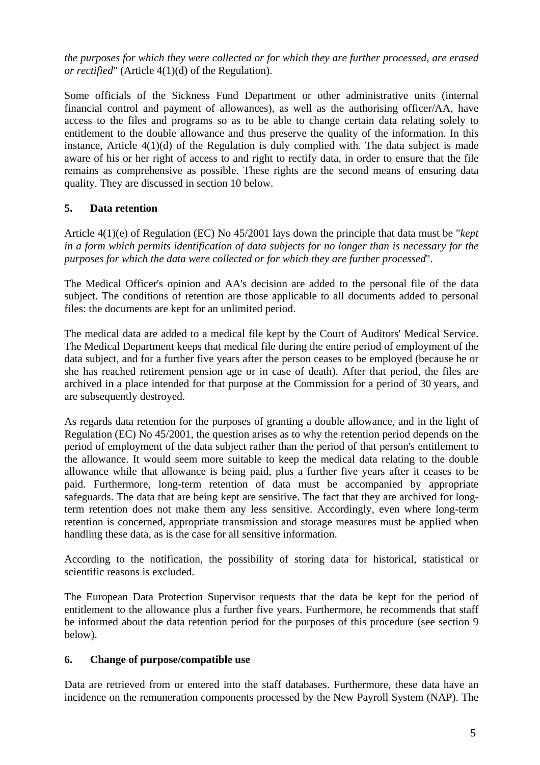*the purposes for which they were collected or for which they are further processed, are erased or rectified*" (Article 4(1)(d) of the Regulation).

Some officials of the Sickness Fund Department or other administrative units (internal financial control and payment of allowances), as well as the authorising officer/AA, have access to the files and programs so as to be able to change certain data relating solely to entitlement to the double allowance and thus preserve the quality of the information. In this instance, Article 4(1)(d) of the Regulation is duly complied with. The data subject is made aware of his or her right of access to and right to rectify data, in order to ensure that the file remains as comprehensive as possible. These rights are the second means of ensuring data quality. They are discussed in section 10 below.

## 5. Data retention

Article 4(1)(e) of Regulation (EC) No 45/2001 lays down the principle that data must be "*kept in a form which permits identification of data subjects for no longer than is necessary for the purposes for which the data were collected or for which they are further processed*".

The Medical Officer's opinion and AA's decision are added to the personal file of the data subject. The conditions of retention are those applicable to all documents added to personal files: the documents are kept for an unlimited period.

The medical data are added to a medical file kept by the Court of Auditors' Medical Service. The Medical Department keeps that medical file during the entire period of employment of the data subject, and for a further five years after the person ceases to be employed (because he or she has reached retirement pension age or in case of death). After that period, the files are archived in a place intended for that purpose at the Commission for a period of 30 years, and are subsequently destroyed.

As regards data retention for the purposes of granting a double allowance, and in the light of Regulation (EC) No 45/2001, the question arises as to why the retention period depends on the period of employment of the data subject rather than the period of that person's entitlement to the allowance. It would seem more suitable to keep the medical data relating to the double allowance while that allowance is being paid, plus a further five years after it ceases to be paid. Furthermore, long-term retention of data must be accompanied by appropriate safeguards. The data that are being kept are sensitive. The fact that they are archived for long-term retention does not make them any less sensitive. Accordingly, even where long-term retention is concerned, appropriate transmission and storage measures must be applied when handling these data, as is the case for all sensitive information.

According to the notification, the possibility of storing data for historical, statistical or scientific reasons is excluded.

The European Data Protection Supervisor requests that the data be kept for the period of entitlement to the allowance plus a further five years. Furthermore, he recommends that staff be informed about the data retention period for the purposes of this procedure (see section 9 below).

## 6. Change of purpose/compatible use

Data are retrieved from or entered into the staff databases. Furthermore, these data have an incidence on the remuneration components processed by the New Payroll System (NAP). The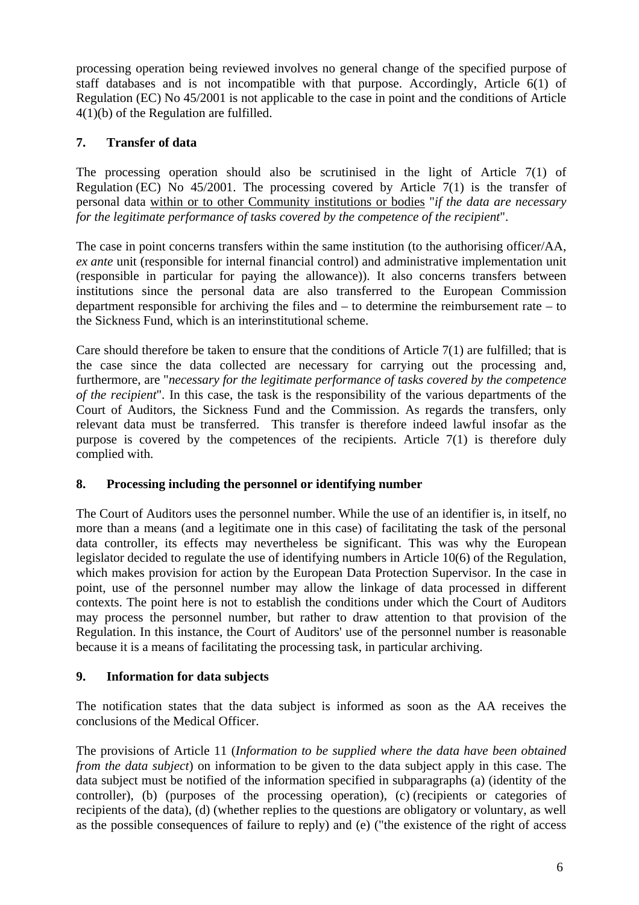processing operation being reviewed involves no general change of the specified purpose of staff databases and is not incompatible with that purpose. Accordingly, Article 6(1) of Regulation (EC) No 45/2001 is not applicable to the case in point and the conditions of Article 4(1)(b) of the Regulation are fulfilled.

## 7. Transfer of data

The processing operation should also be scrutinised in the light of Article 7(1) of Regulation (EC) No 45/2001. The processing covered by Article 7(1) is the transfer of personal data within or to other Community institutions or bodies "*if the data are necessary for the legitimate performance of tasks covered by the competence of the recipient*".

The case in point concerns transfers within the same institution (to the authorising officer/AA, *ex ante* unit (responsible for internal financial control) and administrative implementation unit (responsible in particular for paying the allowance)). It also concerns transfers between institutions since the personal data are also transferred to the European Commission department responsible for archiving the files and – to determine the reimbursement rate – to the Sickness Fund, which is an interinstitutional scheme.

Care should therefore be taken to ensure that the conditions of Article 7(1) are fulfilled; that is the case since the data collected are necessary for carrying out the processing and, furthermore, are "*necessary for the legitimate performance of tasks covered by the competence of the recipient*". In this case, the task is the responsibility of the various departments of the Court of Auditors, the Sickness Fund and the Commission. As regards the transfers, only relevant data must be transferred. This transfer is therefore indeed lawful insofar as the purpose is covered by the competences of the recipients. Article 7(1) is therefore duly complied with.

## 8. Processing including the personnel or identifying number

The Court of Auditors uses the personnel number. While the use of an identifier is, in itself, no more than a means (and a legitimate one in this case) of facilitating the task of the personal data controller, its effects may nevertheless be significant. This was why the European legislator decided to regulate the use of identifying numbers in Article 10(6) of the Regulation, which makes provision for action by the European Data Protection Supervisor. In the case in point, use of the personnel number may allow the linkage of data processed in different contexts. The point here is not to establish the conditions under which the Court of Auditors may process the personnel number, but rather to draw attention to that provision of the Regulation. In this instance, the Court of Auditors' use of the personnel number is reasonable because it is a means of facilitating the processing task, in particular archiving.

## 9. Information for data subjects

The notification states that the data subject is informed as soon as the AA receives the conclusions of the Medical Officer.

The provisions of Article 11 (*Information to be supplied where the data have been obtained from the data subject*) on information to be given to the data subject apply in this case. The data subject must be notified of the information specified in subparagraphs (a) (identity of the controller), (b) (purposes of the processing operation), (c) (recipients or categories of recipients of the data), (d) (whether replies to the questions are obligatory or voluntary, as well as the possible consequences of failure to reply) and (e) ("the existence of the right of access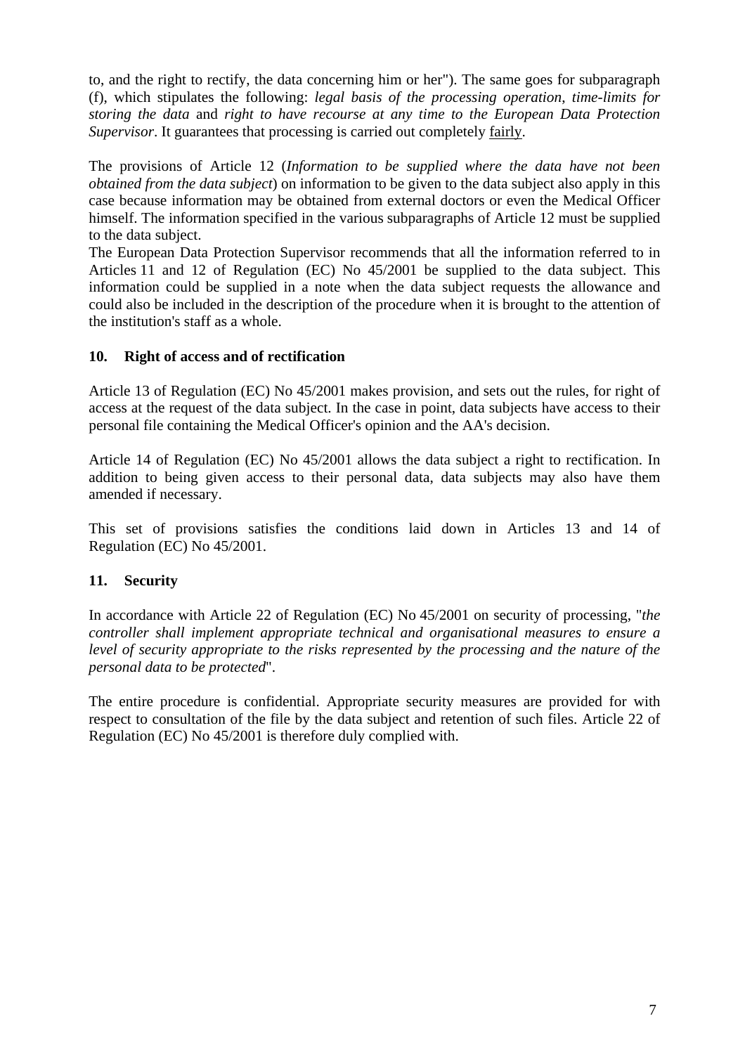to, and the right to rectify, the data concerning him or her"). The same goes for subparagraph (f), which stipulates the following: *legal basis of the processing operation*, *time-limits for storing the data* and *right to have recourse at any time to the European Data Protection Supervisor*. It guarantees that processing is carried out completely <u>fairly</u>.

The provisions of Article 12 (*Information to be supplied where the data have not been obtained from the data subject*) on information to be given to the data subject also apply in this case because information may be obtained from external doctors or even the Medical Officer himself. The information specified in the various subparagraphs of Article 12 must be supplied to the data subject.

The European Data Protection Supervisor recommends that all the information referred to in Articles 11 and 12 of Regulation (EC) No 45/2001 be supplied to the data subject. This information could be supplied in a note when the data subject requests the allowance and could also be included in the description of the procedure when it is brought to the attention of the institution's staff as a whole.

## 10. Right of access and of rectification

Article 13 of Regulation (EC) No 45/2001 makes provision, and sets out the rules, for right of access at the request of the data subject. In the case in point, data subjects have access to their personal file containing the Medical Officer's opinion and the AA's decision.

Article 14 of Regulation (EC) No 45/2001 allows the data subject a right to rectification. In addition to being given access to their personal data, data subjects may also have them amended if necessary.

This set of provisions satisfies the conditions laid down in Articles 13 and 14 of Regulation (EC) No 45/2001.

## 11. Security

In accordance with Article 22 of Regulation (EC) No 45/2001 on security of processing, "*the controller shall implement appropriate technical and organisational measures to ensure a level of security appropriate to the risks represented by the processing and the nature of the personal data to be protected*".

The entire procedure is confidential. Appropriate security measures are provided for with respect to consultation of the file by the data subject and retention of such files. Article 22 of Regulation (EC) No 45/2001 is therefore duly complied with.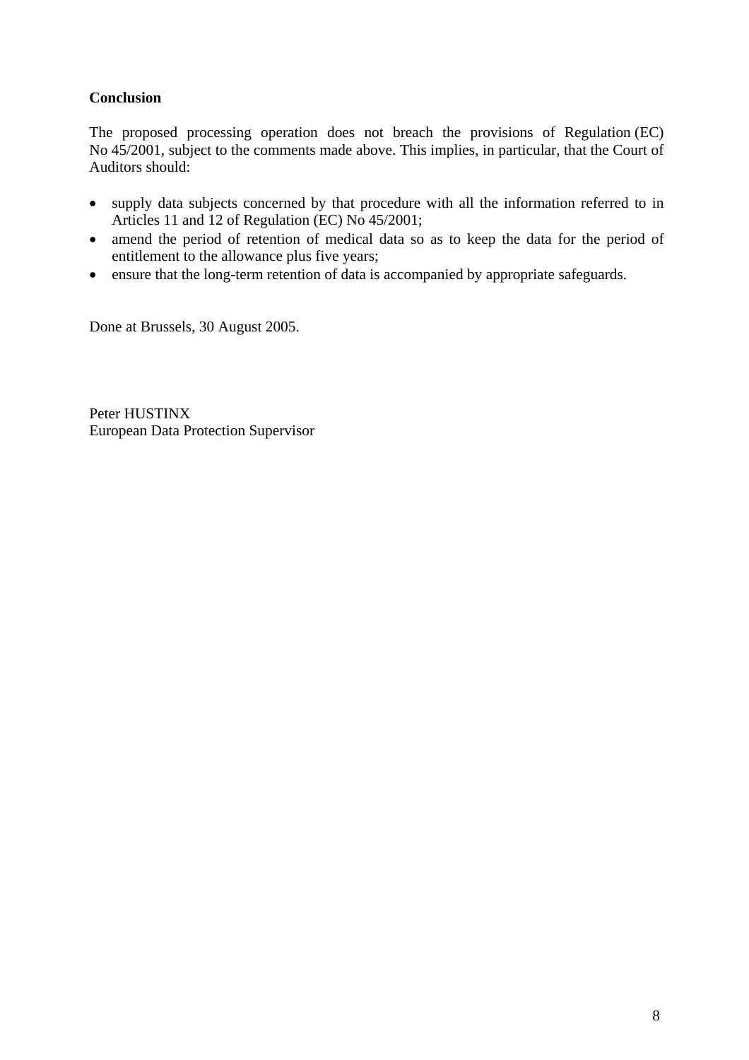**Conclusion**

The proposed processing operation does not breach the provisions of Regulation (EC) No 45/2001, subject to the comments made above. This implies, in particular, that the Court of Auditors should:

- supply data subjects concerned by that procedure with all the information referred to in Articles 11 and 12 of Regulation (EC) No 45/2001;
- amend the period of retention of medical data so as to keep the data for the period of entitlement to the allowance plus five years;
- ensure that the long-term retention of data is accompanied by appropriate safeguards.

Done at Brussels, 30 August 2005.

Peter HUSTINX
European Data Protection Supervisor